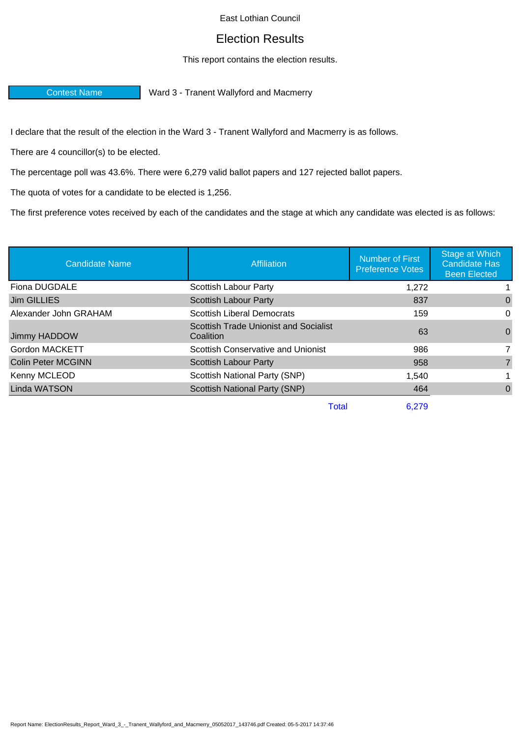East Lothian Council

# Election Results

This report contains the election results.

**Contest Name** Ward 3 - Tranent Wallyford and Macmerry

I declare that the result of the election in the Ward 3 - Tranent Wallyford and Macmerry is as follows.

There are 4 councillor(s) to be elected.

The percentage poll was 43.6%. There were 6,279 valid ballot papers and 127 rejected ballot papers.

The quota of votes for a candidate to be elected is 1,256.

The first preference votes received by each of the candidates and the stage at which any candidate was elected is as follows:

| Candidate Name | Affiliation | Number of First Preference Votes | Stage at Which Candidate Has Been Elected |
|---|---|---|---|
| Fiona DUGDALE | Scottish Labour Party | 1,272 | 1 |
| Jim GILLIES | Scottish Labour Party | 837 | 0 |
| Alexander John GRAHAM | Scottish Liberal Democrats | 159 | 0 |
| Jimmy HADDOW | Scottish Trade Unionist and Socialist Coalition | 63 | 0 |
| Gordon MACKETT | Scottish Conservative and Unionist | 986 | 7 |
| Colin Peter MCGINN | Scottish Labour Party | 958 | 7 |
| Kenny MCLEOD | Scottish National Party (SNP) | 1,540 | 1 |
| Linda WATSON | Scottish National Party (SNP) | 464 | 0 |
| | Total | 6,279 | |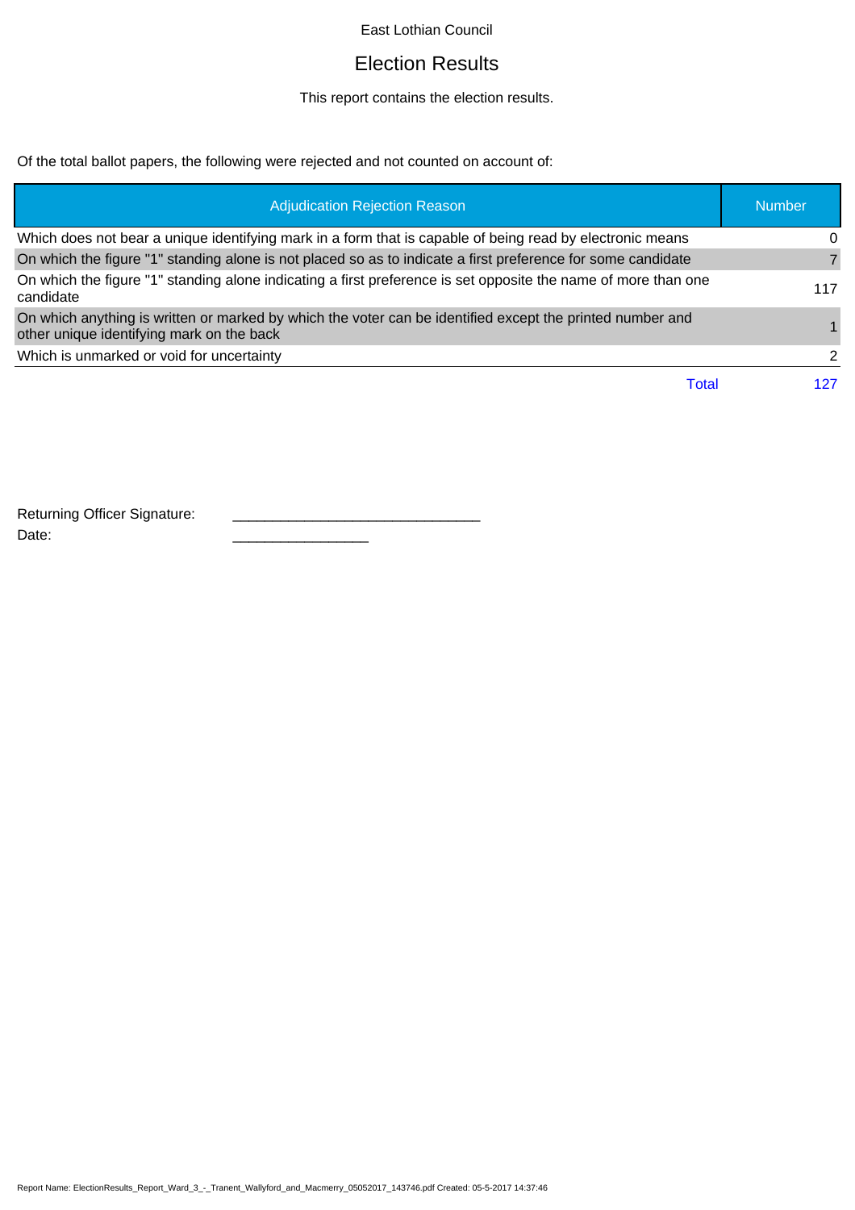East Lothian Council

# Election Results

This report contains the election results.

Of the total ballot papers, the following were rejected and not counted on account of:

| Adjudication Rejection Reason | Number |
|---|---|
| Which does not bear a unique identifying mark in a form that is capable of being read by electronic means | 0 |
| On which the figure "1" standing alone is not placed so as to indicate a first preference for some candidate | 7 |
| On which the figure "1" standing alone indicating a first preference is set opposite the name of more than one candidate | 117 |
| On which anything is written or marked by which the voter can be identified except the printed number and other unique identifying mark on the back | 1 |
| Which is unmarked or void for uncertainty | 2 |
| Total | 127 |

Returning Officer Signature: _______________________________

Date: _________________

Report Name: ElectionResults_Report_Ward_3_-_Tranent_Wallyford_and_Macmerry_05052017_143746.pdf Created: 05-5-2017 14:37:46